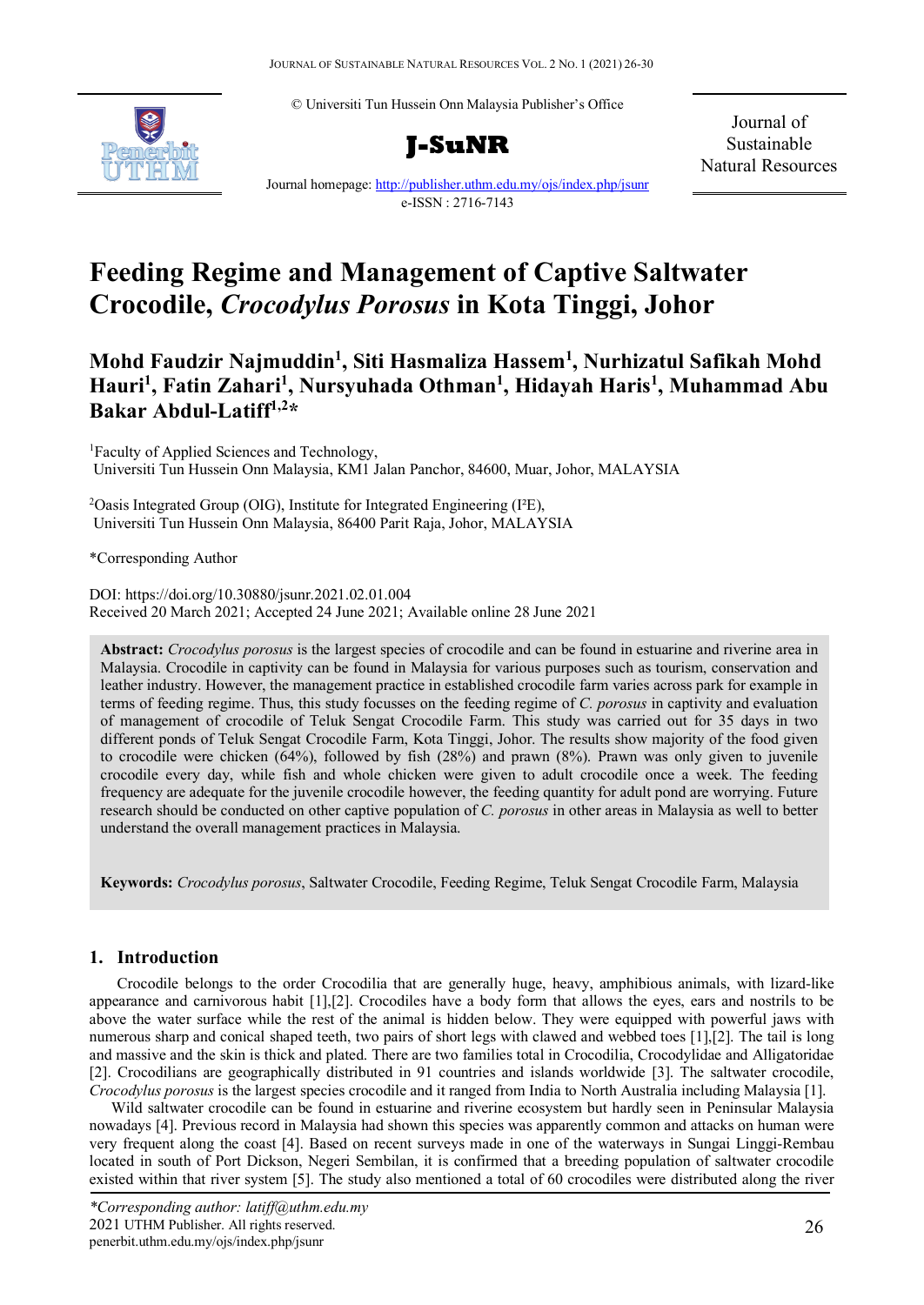© Universiti Tun Hussein Onn Malaysia Publisher's Office

**J-SuNR**

Journal of Sustainable Natural Resources

Journal homepage: http://publisher.uthm.edu.my/ojs/index.php/jsunr

e-ISSN : 2716-7143

# Feeding Regime and Management of Captive Saltwater Crocodile, *Crocodylus Porosus* in Kota Tinggi, Johor

**Mohd Faudzir Najmuddin[1], Siti Hasmaliza Hassem[1], Nurhizatul Safikah Mohd Hauri[1], Fatin Zahari[1], Nursyuhada Othman[1], Hidayah Haris[1], Muhammad Abu Bakar Abdul-Latiff[1,2]***

[1]Faculty of Applied Sciences and Technology, Universiti Tun Hussein Onn Malaysia, KM1 Jalan Panchor, 84600, Muar, Johor, MALAYSIA

[2]Oasis Integrated Group (OIG), Institute for Integrated Engineering (I²E), Universiti Tun Hussein Onn Malaysia, 86400 Parit Raja, Johor, MALAYSIA

*Corresponding Author

DOI: https://doi.org/10.30880/jsunr.2021.02.01.004
Received 20 March 2021; Accepted 24 June 2021; Available online 28 June 2021

**Abstract:** *Crocodylus porosus* is the largest species of crocodile and can be found in estuarine and riverine area in Malaysia. Crocodile in captivity can be found in Malaysia for various purposes such as tourism, conservation and leather industry. However, the management practice in established crocodile farm varies across park for example in terms of feeding regime. Thus, this study focusses on the feeding regime of *C. porosus* in captivity and evaluation of management of crocodile of Teluk Sengat Crocodile Farm. This study was carried out for 35 days in two different ponds of Teluk Sengat Crocodile Farm, Kota Tinggi, Johor. The results show majority of the food given to crocodile were chicken (64%), followed by fish (28%) and prawn (8%). Prawn was only given to juvenile crocodile every day, while fish and whole chicken were given to adult crocodile once a week. The feeding frequency are adequate for the juvenile crocodile however, the feeding quantity for adult pond are worrying. Future research should be conducted on other captive population of *C. porosus* in other areas in Malaysia as well to better understand the overall management practices in Malaysia.

**Keywords:** *Crocodylus porosus*, Saltwater Crocodile, Feeding Regime, Teluk Sengat Crocodile Farm, Malaysia

## 1. Introduction

Crocodile belongs to the order Crocodilia that are generally huge, heavy, amphibious animals, with lizard-like appearance and carnivorous habit [1],[2]. Crocodiles have a body form that allows the eyes, ears and nostrils to be above the water surface while the rest of the animal is hidden below. They were equipped with powerful jaws with numerous sharp and conical shaped teeth, two pairs of short legs with clawed and webbed toes [1],[2]. The tail is long and massive and the skin is thick and plated. There are two families total in Crocodilia, Crocodylidae and Alligatoridae [2]. Crocodilians are geographically distributed in 91 countries and islands worldwide [3]. The saltwater crocodile, *Crocodylus porosus* is the largest species crocodile and it ranged from India to North Australia including Malaysia [1].

Wild saltwater crocodile can be found in estuarine and riverine ecosystem but hardly seen in Peninsular Malaysia nowadays [4]. Previous record in Malaysia had shown this species was apparently common and attacks on human were very frequent along the coast [4]. Based on recent surveys made in one of the waterways in Sungai Linggi-Rembau located in south of Port Dickson, Negeri Sembilan, it is confirmed that a breeding population of saltwater crocodile existed within that river system [5]. The study also mentioned a total of 60 crocodiles were distributed along the river

*Corresponding author: latiff@uthm.edu.my
2021 UTHM Publisher. All rights reserved.
penerbit.uthm.edu.my/ojs/index.php/jsunr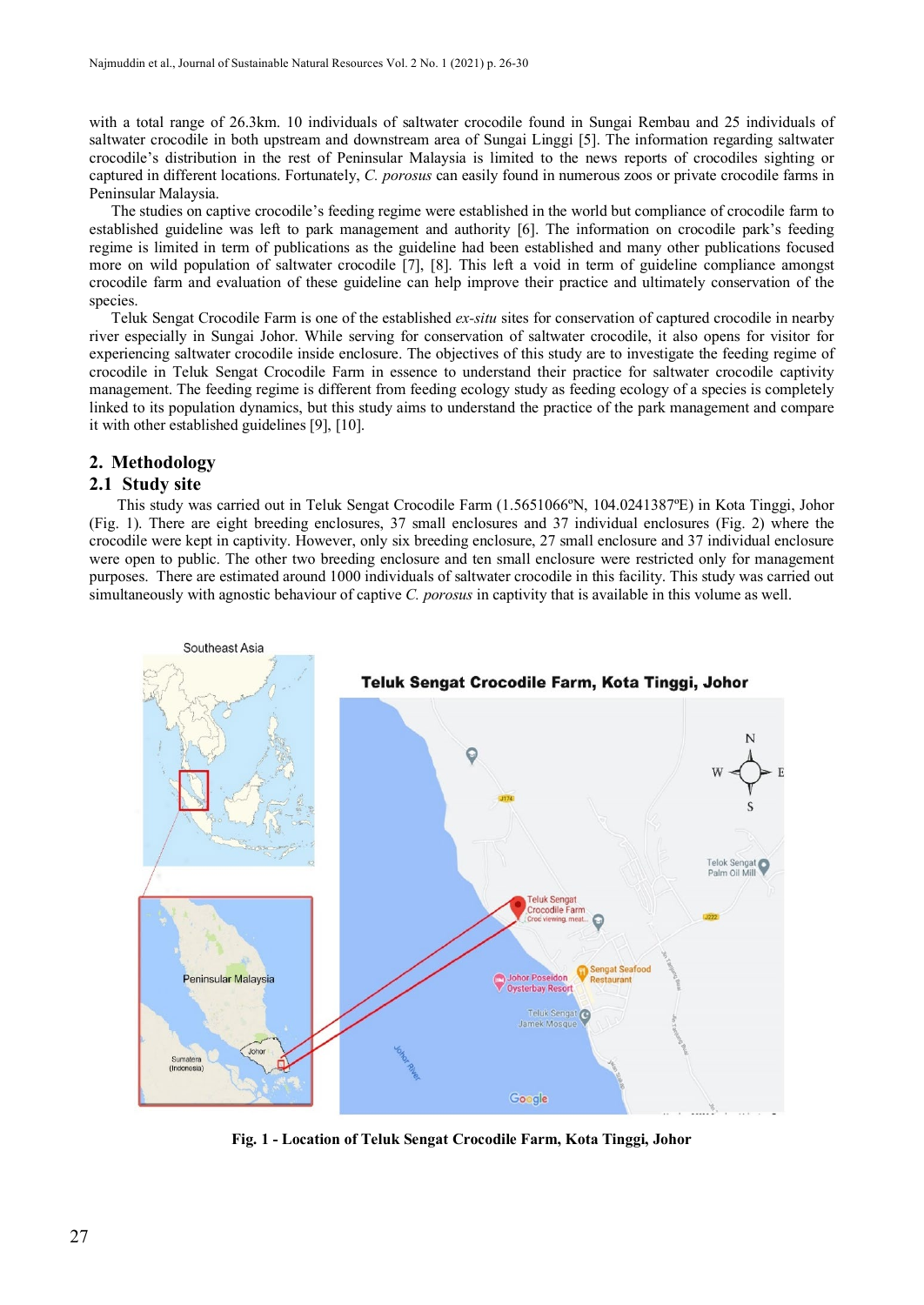with a total range of 26.3km. 10 individuals of saltwater crocodile found in Sungai Rembau and 25 individuals of saltwater crocodile in both upstream and downstream area of Sungai Linggi [5]. The information regarding saltwater crocodile's distribution in the rest of Peninsular Malaysia is limited to the news reports of crocodiles sighting or captured in different locations. Fortunately, *C. porosus* can easily found in numerous zoos or private crocodile farms in Peninsular Malaysia.

The studies on captive crocodile's feeding regime were established in the world but compliance of crocodile farm to established guideline was left to park management and authority [6]. The information on crocodile park's feeding regime is limited in term of publications as the guideline had been established and many other publications focused more on wild population of saltwater crocodile [7], [8]. This left a void in term of guideline compliance amongst crocodile farm and evaluation of these guideline can help improve their practice and ultimately conservation of the species.

Teluk Sengat Crocodile Farm is one of the established *ex-situ* sites for conservation of captured crocodile in nearby river especially in Sungai Johor. While serving for conservation of saltwater crocodile, it also opens for visitor for experiencing saltwater crocodile inside enclosure. The objectives of this study are to investigate the feeding regime of crocodile in Teluk Sengat Crocodile Farm in essence to understand their practice for saltwater crocodile captivity management. The feeding regime is different from feeding ecology study as feeding ecology of a species is completely linked to its population dynamics, but this study aims to understand the practice of the park management and compare it with other established guidelines [9], [10].

## 2. Methodology

### 2.1 Study site

This study was carried out in Teluk Sengat Crocodile Farm (1.5651066ºN, 104.0241387ºE) in Kota Tinggi, Johor (Fig. 1). There are eight breeding enclosures, 37 small enclosures and 37 individual enclosures (Fig. 2) where the crocodile were kept in captivity. However, only six breeding enclosure, 27 small enclosure and 37 individual enclosure were open to public. The other two breeding enclosure and ten small enclosure were restricted only for management purposes. There are estimated around 1000 individuals of saltwater crocodile in this facility. This study was carried out simultaneously with agnostic behaviour of captive *C. porosus* in captivity that is available in this volume as well.

**Fig. 1 - Location of Teluk Sengat Crocodile Farm, Kota Tinggi, Johor**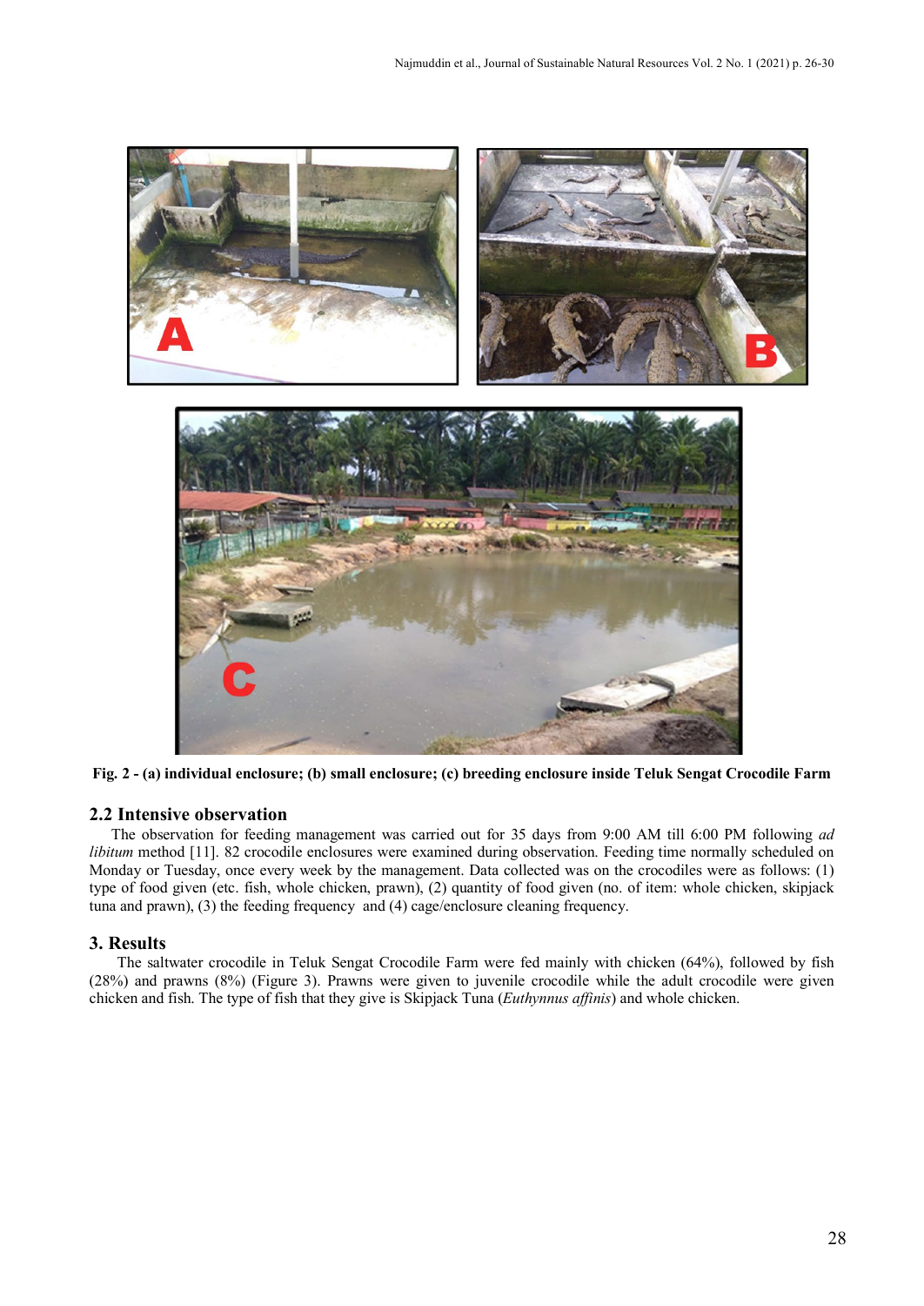**Fig. 2 - (a) individual enclosure; (b) small enclosure; (c) breeding enclosure inside Teluk Sengat Crocodile Farm**

## 2.2 Intensive observation

The observation for feeding management was carried out for 35 days from 9:00 AM till 6:00 PM following *ad libitum* method [11]. 82 crocodile enclosures were examined during observation. Feeding time normally scheduled on Monday or Tuesday, once every week by the management. Data collected was on the crocodiles were as follows: (1) type of food given (etc. fish, whole chicken, prawn), (2) quantity of food given (no. of item: whole chicken, skipjack tuna and prawn), (3) the feeding frequency and (4) cage/enclosure cleaning frequency.

# 3. Results

The saltwater crocodile in Teluk Sengat Crocodile Farm were fed mainly with chicken (64%), followed by fish (28%) and prawns (8%) (Figure 3). Prawns were given to juvenile crocodile while the adult crocodile were given chicken and fish. The type of fish that they give is Skipjack Tuna (*Euthynnus affinis*) and whole chicken.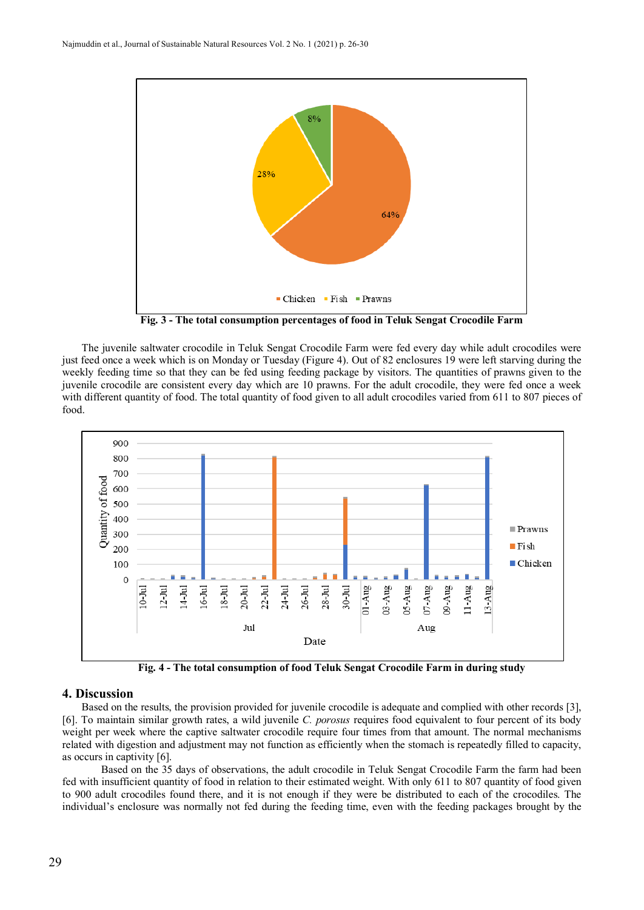Fig. 3 - The total consumption percentages of food in Teluk Sengat Crocodile Farm

The juvenile saltwater crocodile in Teluk Sengat Crocodile Farm were fed every day while adult crocodiles were just feed once a week which is on Monday or Tuesday (Figure 4). Out of 82 enclosures 19 were left starving during the weekly feeding time so that they can be fed using feeding package by visitors. The quantities of prawns given to the juvenile crocodile are consistent every day which are 10 prawns. For the adult crocodile, they were fed once a week with different quantity of food. The total quantity of food given to all adult crocodiles varied from 611 to 807 pieces of food.

Fig. 4 - The total consumption of food Teluk Sengat Crocodile Farm in during study

## 4. Discussion

Based on the results, the provision provided for juvenile crocodile is adequate and complied with other records [3], [6]. To maintain similar growth rates, a wild juvenile *C. porosus* requires food equivalent to four percent of its body weight per week where the captive saltwater crocodile require four times from that amount. The normal mechanisms related with digestion and adjustment may not function as efficiently when the stomach is repeatedly filled to capacity, as occurs in captivity [6].

Based on the 35 days of observations, the adult crocodile in Teluk Sengat Crocodile Farm the farm had been fed with insufficient quantity of food in relation to their estimated weight. With only 611 to 807 quantity of food given to 900 adult crocodiles found there, and it is not enough if they were be distributed to each of the crocodiles. The individual's enclosure was normally not fed during the feeding time, even with the feeding packages brought by the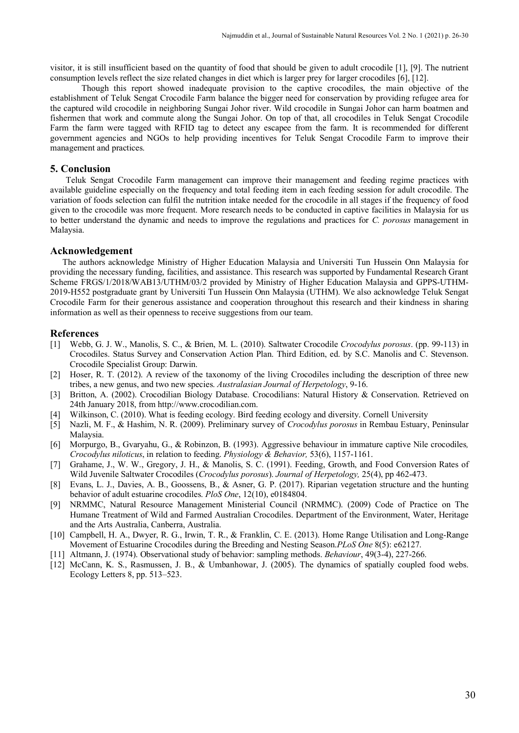visitor, it is still insufficient based on the quantity of food that should be given to adult crocodile [1], [9]. The nutrient consumption levels reflect the size related changes in diet which is larger prey for larger crocodiles [6], [12].

Though this report showed inadequate provision to the captive crocodiles, the main objective of the establishment of Teluk Sengat Crocodile Farm balance the bigger need for conservation by providing refugee area for the captured wild crocodile in neighboring Sungai Johor river. Wild crocodile in Sungai Johor can harm boatmen and fishermen that work and commute along the Sungai Johor. On top of that, all crocodiles in Teluk Sengat Crocodile Farm the farm were tagged with RFID tag to detect any escapee from the farm. It is recommended for different government agencies and NGOs to help providing incentives for Teluk Sengat Crocodile Farm to improve their management and practices.

## 5. Conclusion

Teluk Sengat Crocodile Farm management can improve their management and feeding regime practices with available guideline especially on the frequency and total feeding item in each feeding session for adult crocodile. The variation of foods selection can fulfil the nutrition intake needed for the crocodile in all stages if the frequency of food given to the crocodile was more frequent. More research needs to be conducted in captive facilities in Malaysia for us to better understand the dynamic and needs to improve the regulations and practices for *C. porosus* management in Malaysia.

## Acknowledgement

The authors acknowledge Ministry of Higher Education Malaysia and Universiti Tun Hussein Onn Malaysia for providing the necessary funding, facilities, and assistance. This research was supported by Fundamental Research Grant Scheme FRGS/1/2018/WAB13/UTHM/03/2 provided by Ministry of Higher Education Malaysia and GPPS-UTHM-2019-H552 postgraduate grant by Universiti Tun Hussein Onn Malaysia (UTHM). We also acknowledge Teluk Sengat Crocodile Farm for their generous assistance and cooperation throughout this research and their kindness in sharing information as well as their openness to receive suggestions from our team.

## References

[1] Webb, G. J. W., Manolis, S. C., & Brien, M. L. (2010). Saltwater Crocodile *Crocodylus porosus*. (pp. 99-113) in Crocodiles. Status Survey and Conservation Action Plan. Third Edition, ed. by S.C. Manolis and C. Stevenson. Crocodile Specialist Group: Darwin.

[2] Hoser, R. T. (2012). A review of the taxonomy of the living Crocodiles including the description of three new tribes, a new genus, and two new species. *Australasian Journal of Herpetology*, 9-16.

[3] Britton, A. (2002). Crocodilian Biology Database. Crocodilians: Natural History & Conservation. Retrieved on 24th January 2018, from http://www.crocodilian.com.

[4] Wilkinson, C. (2010). What is feeding ecology. Bird feeding ecology and diversity. Cornell University

[5] Nazli, M. F., & Hashim, N. R. (2009). Preliminary survey of *Crocodylus porosus* in Rembau Estuary, Peninsular Malaysia.

[6] Morpurgo, B., Gvaryahu, G., & Robinzon, B. (1993). Aggressive behaviour in immature captive Nile crocodiles*, Crocodylus niloticus*, in relation to feeding. *Physiology & Behavior,* 53(6), 1157-1161.

[7] Grahame, J., W. W., Gregory, J. H., & Manolis, S. C. (1991). Feeding, Growth, and Food Conversion Rates of Wild Juvenile Saltwater Crocodiles (*Crocodylus porosus*). *Journal of Herpetology,* 25(4), pp 462-473.

[8] Evans, L. J., Davies, A. B., Goossens, B., & Asner, G. P. (2017). Riparian vegetation structure and the hunting behavior of adult estuarine crocodiles. *PloS One*, 12(10), e0184804.

[9] NRMMC, Natural Resource Management Ministerial Council (NRMMC). (2009) Code of Practice on The Humane Treatment of Wild and Farmed Australian Crocodiles. Department of the Environment, Water, Heritage and the Arts Australia, Canberra, Australia.

[10] Campbell, H. A., Dwyer, R. G., Irwin, T. R., & Franklin, C. E. (2013). Home Range Utilisation and Long-Range Movement of Estuarine Crocodiles during the Breeding and Nesting Season.*PLoS One* 8(5): e62127.

[11] Altmann, J. (1974). Observational study of behavior: sampling methods. *Behaviour*, 49(3-4), 227-266.

[12] McCann, K. S., Rasmussen, J. B., & Umbanhowar, J. (2005). The dynamics of spatially coupled food webs. Ecology Letters 8, pp. 513–523.